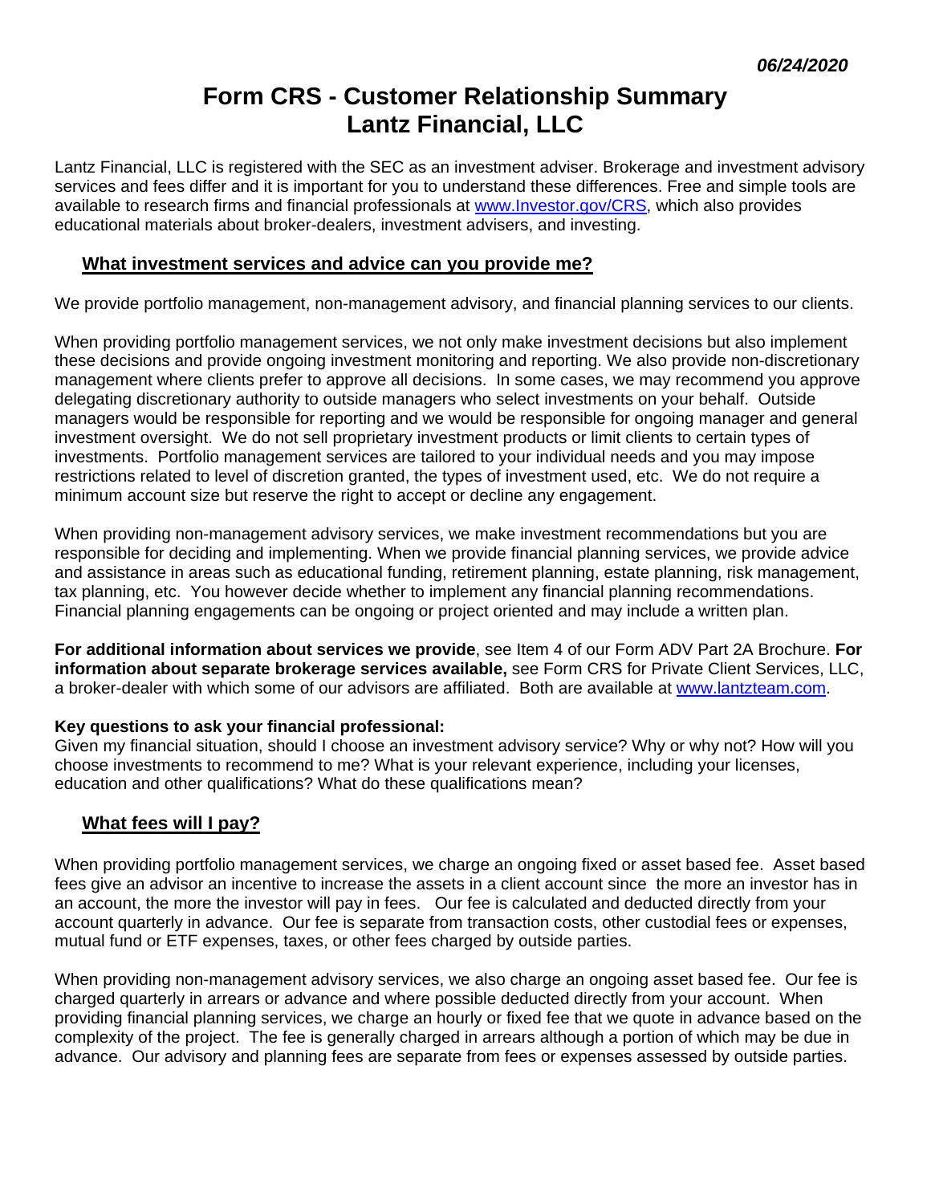***06/24/2020***

# Form CRS - Customer Relationship Summary
# Lantz Financial, LLC

Lantz Financial, LLC is registered with the SEC as an investment adviser. Brokerage and investment advisory services and fees differ and it is important for you to understand these differences. Free and simple tools are available to research firms and financial professionals at [www.Investor.gov/CRS](www.Investor.gov/CRS), which also provides educational materials about broker-dealers, investment advisers, and investing.

## What investment services and advice can you provide me?

We provide portfolio management, non-management advisory, and financial planning services to our clients.

When providing portfolio management services, we not only make investment decisions but also implement these decisions and provide ongoing investment monitoring and reporting. We also provide non-discretionary management where clients prefer to approve all decisions. In some cases, we may recommend you approve delegating discretionary authority to outside managers who select investments on your behalf. Outside managers would be responsible for reporting and we would be responsible for ongoing manager and general investment oversight. We do not sell proprietary investment products or limit clients to certain types of investments. Portfolio management services are tailored to your individual needs and you may impose restrictions related to level of discretion granted, the types of investment used, etc. We do not require a minimum account size but reserve the right to accept or decline any engagement.

When providing non-management advisory services, we make investment recommendations but you are responsible for deciding and implementing. When we provide financial planning services, we provide advice and assistance in areas such as educational funding, retirement planning, estate planning, risk management, tax planning, etc. You however decide whether to implement any financial planning recommendations. Financial planning engagements can be ongoing or project oriented and may include a written plan.

**For additional information about services we provide**, see Item 4 of our Form ADV Part 2A Brochure. **For information about separate brokerage services available,** see Form CRS for Private Client Services, LLC, a broker-dealer with which some of our advisors are affiliated. Both are available at [www.lantzteam.com](www.lantzteam.com).

**Key questions to ask your financial professional:**
Given my financial situation, should I choose an investment advisory service? Why or why not? How will you choose investments to recommend to me? What is your relevant experience, including your licenses, education and other qualifications? What do these qualifications mean?

## What fees will I pay?

When providing portfolio management services, we charge an ongoing fixed or asset based fee. Asset based fees give an advisor an incentive to increase the assets in a client account since the more an investor has in an account, the more the investor will pay in fees. Our fee is calculated and deducted directly from your account quarterly in advance. Our fee is separate from transaction costs, other custodial fees or expenses, mutual fund or ETF expenses, taxes, or other fees charged by outside parties.

When providing non-management advisory services, we also charge an ongoing asset based fee. Our fee is charged quarterly in arrears or advance and where possible deducted directly from your account. When providing financial planning services, we charge an hourly or fixed fee that we quote in advance based on the complexity of the project. The fee is generally charged in arrears although a portion of which may be due in advance. Our advisory and planning fees are separate from fees or expenses assessed by outside parties.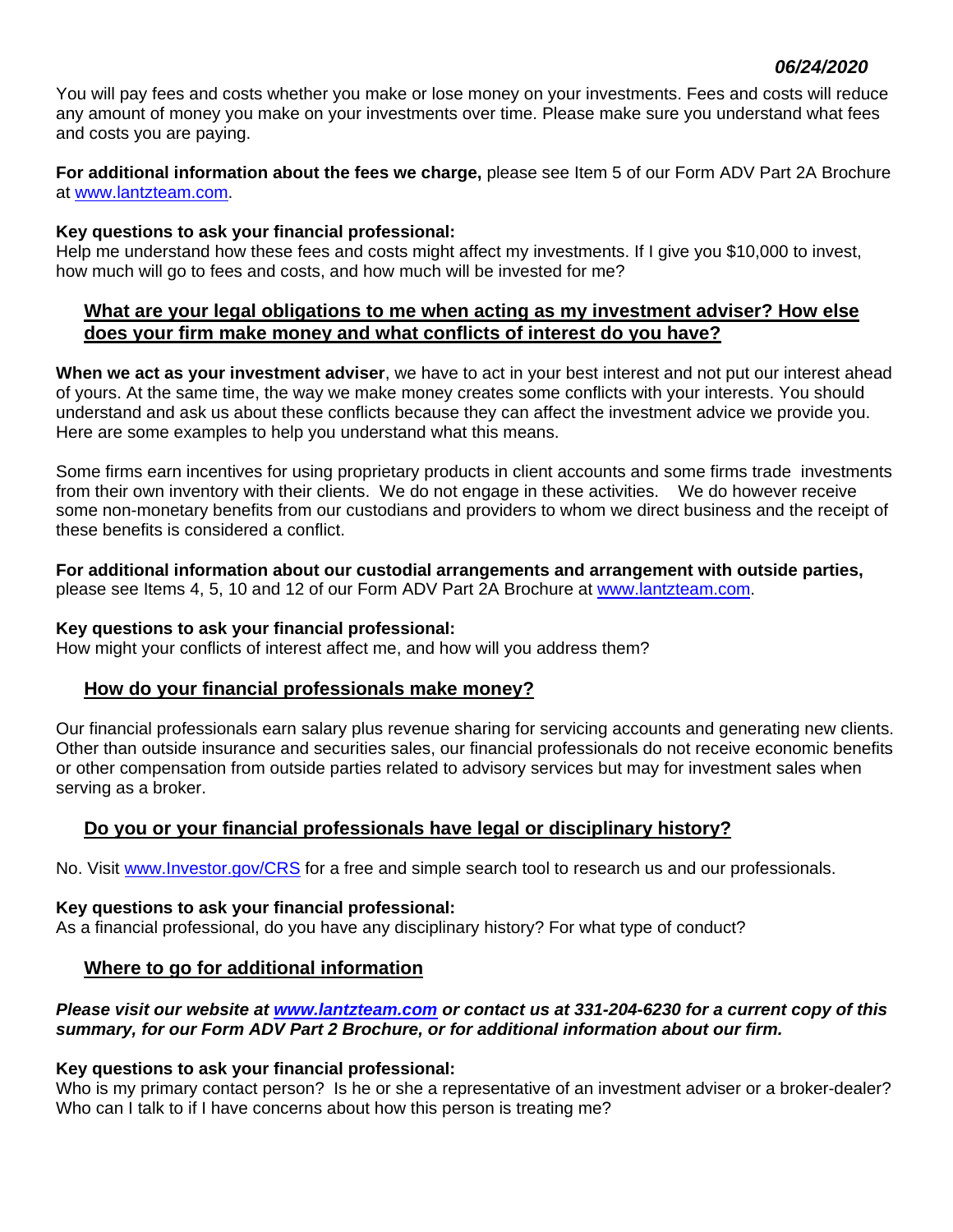***06/24/2020***

You will pay fees and costs whether you make or lose money on your investments. Fees and costs will reduce any amount of money you make on your investments over time. Please make sure you understand what fees and costs you are paying.

**For additional information about the fees we charge,** please see Item 5 of our Form ADV Part 2A Brochure at [www.lantzteam.com](http://www.lantzteam.com).

**Key questions to ask your financial professional:**
Help me understand how these fees and costs might affect my investments. If I give you $10,000 to invest, how much will go to fees and costs, and how much will be invested for me?

## What are your legal obligations to me when acting as my investment adviser? How else does your firm make money and what conflicts of interest do you have?

**When we act as your investment adviser**, we have to act in your best interest and not put our interest ahead of yours. At the same time, the way we make money creates some conflicts with your interests. You should understand and ask us about these conflicts because they can affect the investment advice we provide you. Here are some examples to help you understand what this means.

Some firms earn incentives for using proprietary products in client accounts and some firms trade investments from their own inventory with their clients. We do not engage in these activities. We do however receive some non-monetary benefits from our custodians and providers to whom we direct business and the receipt of these benefits is considered a conflict.

**For additional information about our custodial arrangements and arrangement with outside parties,** please see Items 4, 5, 10 and 12 of our Form ADV Part 2A Brochure at [www.lantzteam.com](http://www.lantzteam.com).

**Key questions to ask your financial professional:**
How might your conflicts of interest affect me, and how will you address them?

## How do your financial professionals make money?

Our financial professionals earn salary plus revenue sharing for servicing accounts and generating new clients. Other than outside insurance and securities sales, our financial professionals do not receive economic benefits or other compensation from outside parties related to advisory services but may for investment sales when serving as a broker.

## Do you or your financial professionals have legal or disciplinary history?

No. Visit [www.Investor.gov/CRS](http://www.Investor.gov/CRS) for a free and simple search tool to research us and our professionals.

**Key questions to ask your financial professional:**
As a financial professional, do you have any disciplinary history? For what type of conduct?

## Where to go for additional information

***Please visit our website at [www.lantzteam.com](http://www.lantzteam.com) or contact us at 331-204-6230 for a current copy of this summary, for our Form ADV Part 2 Brochure, or for additional information about our firm.***

**Key questions to ask your financial professional:**
Who is my primary contact person? Is he or she a representative of an investment adviser or a broker-dealer? Who can I talk to if I have concerns about how this person is treating me?